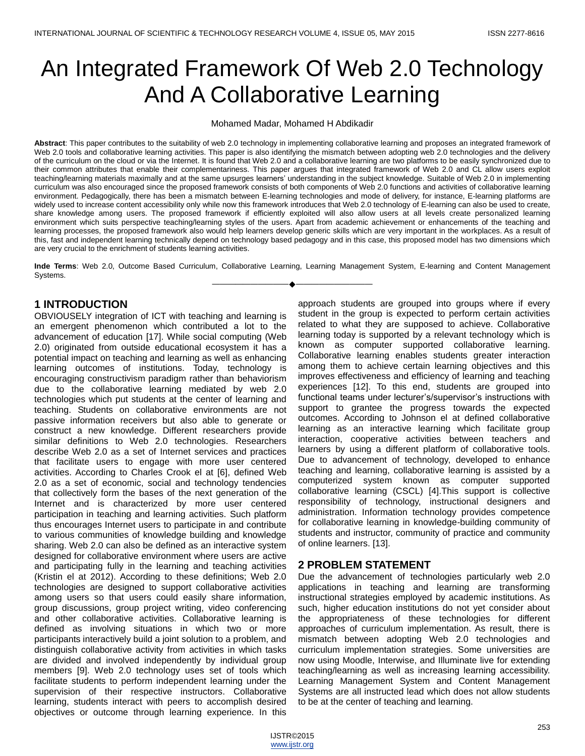# An Integrated Framework Of Web 2.0 Technology And A Collaborative Learning

Mohamed Madar, Mohamed H Abdikadir

**Abstract**: This paper contributes to the suitability of web 2.0 technology in implementing collaborative learning and proposes an integrated framework of Web 2.0 tools and collaborative learning activities. This paper is also identifying the mismatch between adopting web 2.0 technologies and the delivery of the curriculum on the cloud or via the Internet. It is found that Web 2.0 and a collaborative learning are two platforms to be easily synchronized due to their common attributes that enable their complementariness. This paper argues that integrated framework of Web 2.0 and CL allow users exploit teaching/learning materials maximally and at the same upsurges learners' understanding in the subject knowledge. Suitable of Web 2.0 in implementing curriculum was also encouraged since the proposed framework consists of both components of Web 2.0 functions and activities of collaborative learning environment. Pedagogically, there has been a mismatch between E-learning technologies and mode of delivery, for instance, E-learning platforms are widely used to increase content accessibility only while now this framework introduces that Web 2.0 technology of E-learning can also be used to create, share knowledge among users. The proposed framework if efficiently exploited will also allow users at all levels create personalized learning environment which suits perspective teaching/learning styles of the users. Apart from academic achievement or enhancements of the teaching and learning processes, the proposed framework also would help learners develop generic skills which are very important in the workplaces. As a result of this, fast and independent learning technically depend on technology based pedagogy and in this case, this proposed model has two dimensions which are very crucial to the enrichment of students learning activities.

**Inde Terms**: Web 2.0, Outcome Based Curriculum, Collaborative Learning, Learning Management System, E-learning and Content Management Systems.

---

## 1 INTRODUCTION

OBVIOUSELY integration of ICT with teaching and learning is an emergent phenomenon which contributed a lot to the advancement of education [17]. While social computing (Web 2.0) originated from outside educational ecosystem it has a potential impact on teaching and learning as well as enhancing learning outcomes of institutions. Today, technology is encouraging constructivism paradigm rather than behaviorism due to the collaborative learning mediated by web 2.0 technologies which put students at the center of learning and teaching. Students on collaborative environments are not passive information receivers but also able to generate or construct a new knowledge. Different researchers provide similar definitions to Web 2.0 technologies. Researchers describe Web 2.0 as a set of Internet services and practices that facilitate users to engage with more user centered activities. According to Charles Crook el at [6], defined Web 2.0 as a set of economic, social and technology tendencies that collectively form the bases of the next generation of the Internet and is characterized by more user centered participation in teaching and learning activities. Such platform thus encourages Internet users to participate in and contribute to various communities of knowledge building and knowledge sharing. Web 2.0 can also be defined as an interactive system designed for collaborative environment where users are active and participating fully in the learning and teaching activities (Kristin el at 2012). According to these definitions; Web 2.0 technologies are designed to support collaborative activities among users so that users could easily share information, group discussions, group project writing, video conferencing and other collaborative activities. Collaborative learning is defined as involving situations in which two or more participants interactively build a joint solution to a problem, and distinguish collaborative activity from activities in which tasks are divided and involved independently by individual group members [9]. Web 2.0 technology uses set of tools which facilitate students to perform independent learning under the supervision of their respective instructors. Collaborative learning, students interact with peers to accomplish desired objectives or outcome through learning experience. In this approach students are grouped into groups where if every student in the group is expected to perform certain activities related to what they are supposed to achieve. Collaborative learning today is supported by a relevant technology which is known as computer supported collaborative learning. Collaborative learning enables students greater interaction among them to achieve certain learning objectives and this improves effectiveness and efficiency of learning and teaching experiences [12]. To this end, students are grouped into functional teams under lecturer's/supervisor's instructions with support to grantee the progress towards the expected outcomes. According to Johnson el at defined collaborative learning as an interactive learning which facilitate group interaction, cooperative activities between teachers and learners by using a different platform of collaborative tools. Due to advancement of technology, developed to enhance teaching and learning, collaborative learning is assisted by a computerized system known as computer supported collaborative learning (CSCL) [4].This support is collective responsibility of technology, instructional designers and administration. Information technology provides competence for collaborative learning in knowledge-building community of students and instructor, community of practice and community of online learners. [13].

## 2 PROBLEM STATEMENT

Due the advancement of technologies particularly web 2.0 applications in teaching and learning are transforming instructional strategies employed by academic institutions. As such, higher education institutions do not yet consider about the appropriateness of these technologies for different approaches of curriculum implementation. As result, there is mismatch between adopting Web 2.0 technologies and curriculum implementation strategies. Some universities are now using Moodle, Interwise, and Illuminate live for extending teaching/learning as well as increasing learning accessibility. Learning Management System and Content Management Systems are all instructed lead which does not allow students to be at the center of teaching and learning.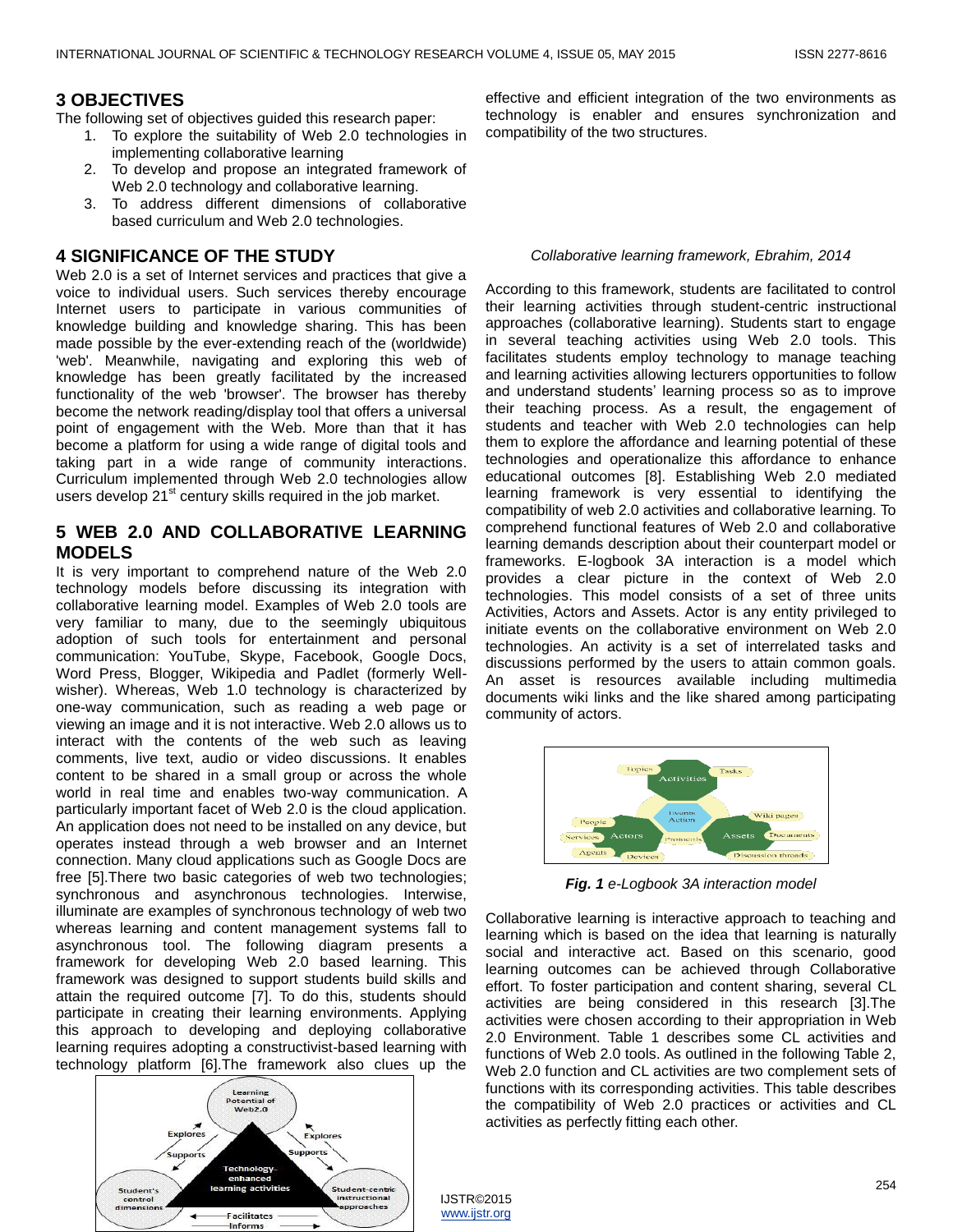## 3 OBJECTIVES

The following set of objectives guided this research paper:

1. To explore the suitability of Web 2.0 technologies in implementing collaborative learning
2. To develop and propose an integrated framework of Web 2.0 technology and collaborative learning.
3. To address different dimensions of collaborative based curriculum and Web 2.0 technologies.

## 4 SIGNIFICANCE OF THE STUDY

Web 2.0 is a set of Internet services and practices that give a voice to individual users. Such services thereby encourage Internet users to participate in various communities of knowledge building and knowledge sharing. This has been made possible by the ever-extending reach of the (worldwide) 'web'. Meanwhile, navigating and exploring this web of knowledge has been greatly facilitated by the increased functionality of the web 'browser'. The browser has thereby become the network reading/display tool that offers a universal point of engagement with the Web. More than that it has become a platform for using a wide range of digital tools and taking part in a wide range of community interactions. Curriculum implemented through Web 2.0 technologies allow users develop 21st century skills required in the job market.

## 5 WEB 2.0 AND COLLABORATIVE LEARNING MODELS

It is very important to comprehend nature of the Web 2.0 technology models before discussing its integration with collaborative learning model. Examples of Web 2.0 tools are very familiar to many, due to the seemingly ubiquitous adoption of such tools for entertainment and personal communication: YouTube, Skype, Facebook, Google Docs, Word Press, Blogger, Wikipedia and Padlet (formerly Wellwisher). Whereas, Web 1.0 technology is characterized by one-way communication, such as reading a web page or viewing an image and it is not interactive. Web 2.0 allows us to interact with the contents of the web such as leaving comments, live text, audio or video discussions. It enables content to be shared in a small group or across the whole world in real time and enables two-way communication. A particularly important facet of Web 2.0 is the cloud application. An application does not need to be installed on any device, but operates instead through a web browser and an Internet connection. Many cloud applications such as Google Docs are free [5].There two basic categories of web two technologies; synchronous and asynchronous technologies. Interwise, illuminate are examples of synchronous technology of web two whereas learning and content management systems fall to asynchronous tool. The following diagram presents a framework for developing Web 2.0 based learning. This framework was designed to support students build skills and attain the required outcome [7]. To do this, students should participate in creating their learning environments. Applying this approach to developing and deploying collaborative learning requires adopting a constructivist-based learning with technology platform [6].The framework also clues up the effective and efficient integration of the two environments as technology is enabler and ensures synchronization and compatibility of the two structures.

*Collaborative learning framework, Ebrahim, 2014*

According to this framework, students are facilitated to control their learning activities through student-centric instructional approaches (collaborative learning). Students start to engage in several teaching activities using Web 2.0 tools. This facilitates students employ technology to manage teaching and learning activities allowing lecturers opportunities to follow and understand students' learning process so as to improve their teaching process. As a result, the engagement of students and teacher with Web 2.0 technologies can help them to explore the affordance and learning potential of these technologies and operationalize this affordance to enhance educational outcomes [8]. Establishing Web 2.0 mediated learning framework is very essential to identifying the compatibility of web 2.0 activities and collaborative learning. To comprehend functional features of Web 2.0 and collaborative learning demands description about their counterpart model or frameworks. E-logbook 3A interaction is a model which provides a clear picture in the context of Web 2.0 technologies. This model consists of a set of three units Activities, Actors and Assets. Actor is any entity privileged to initiate events on the collaborative environment on Web 2.0 technologies. An activity is a set of interrelated tasks and discussions performed by the users to attain common goals. An asset is resources available including multimedia documents wiki links and the like shared among participating community of actors.

***Fig. 1*** *e-Logbook 3A interaction model*

Collaborative learning is interactive approach to teaching and learning which is based on the idea that learning is naturally social and interactive act. Based on this scenario, good learning outcomes can be achieved through Collaborative effort. To foster participation and content sharing, several CL activities are being considered in this research [3].The activities were chosen according to their appropriation in Web 2.0 Environment. Table 1 describes some CL activities and functions of Web 2.0 tools. As outlined in the following Table 2, Web 2.0 function and CL activities are two complement sets of functions with its corresponding activities. This table describes the compatibility of Web 2.0 practices or activities and CL activities as perfectly fitting each other.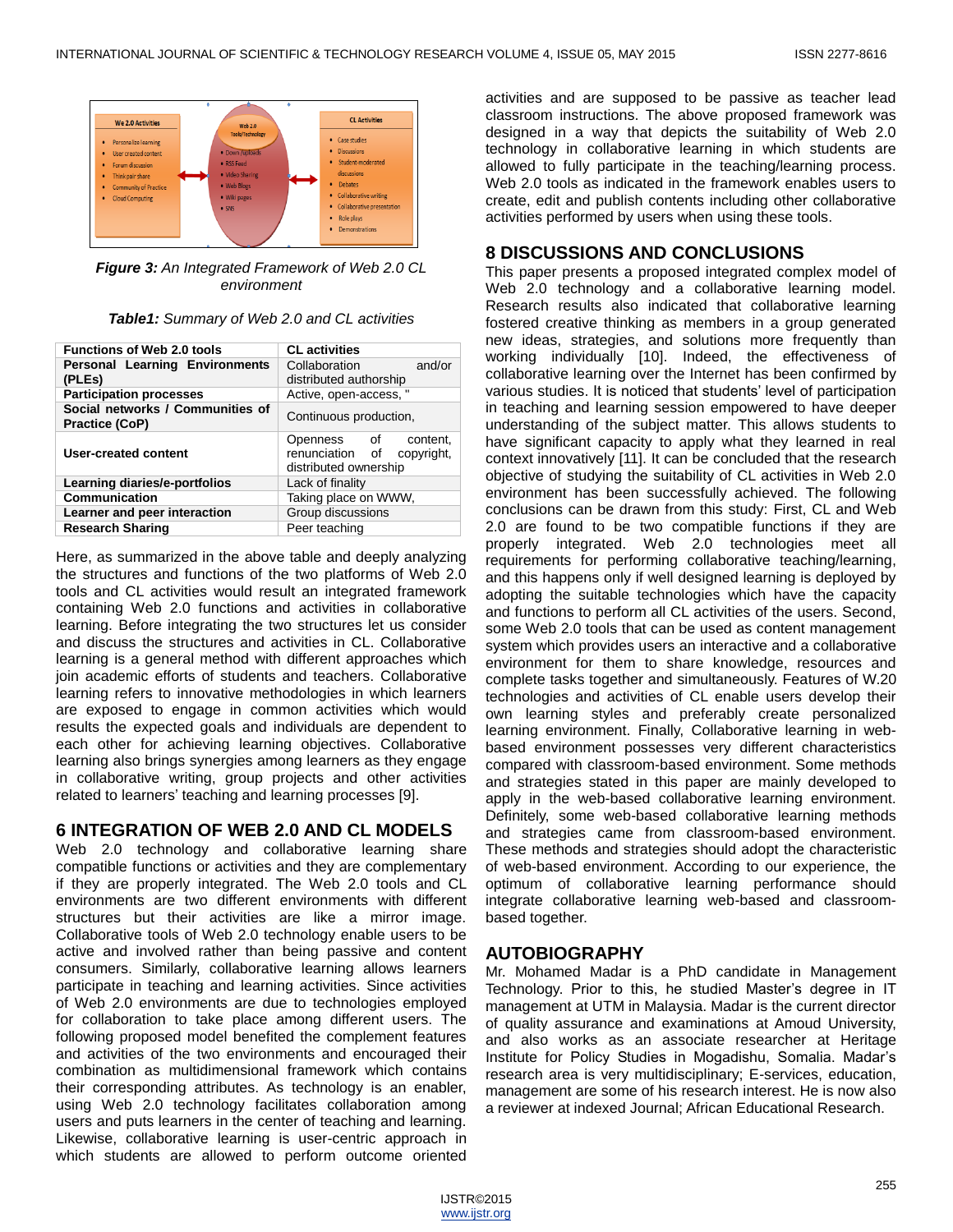*__Figure 3:__ An Integrated Framework of Web 2.0 CL environment*

***Table1:** Summary of Web 2.0 and CL activities*

| Functions of Web 2.0 tools | CL activities |
|---|---|
| **Personal Learning Environments (PLEs)** | Collaboration and/or distributed authorship |
| **Participation processes** | Active, open-access, " |
| **Social networks / Communities of Practice (CoP)** | Continuous production, |
| **User-created content** | Openness of content, renunciation of copyright, distributed ownership |
| **Learning diaries/e-portfolios** | Lack of finality |
| **Communication** | Taking place on WWW, |
| **Learner and peer interaction** | Group discussions |
| **Research Sharing** | Peer teaching |

Here, as summarized in the above table and deeply analyzing the structures and functions of the two platforms of Web 2.0 tools and CL activities would result an integrated framework containing Web 2.0 functions and activities in collaborative learning. Before integrating the two structures let us consider and discuss the structures and activities in CL. Collaborative learning is a general method with different approaches which join academic efforts of students and teachers. Collaborative learning refers to innovative methodologies in which learners are exposed to engage in common activities which would results the expected goals and individuals are dependent to each other for achieving learning objectives. Collaborative learning also brings synergies among learners as they engage in collaborative writing, group projects and other activities related to learners' teaching and learning processes [9].

## 6 INTEGRATION OF WEB 2.0 AND CL MODELS

Web 2.0 technology and collaborative learning share compatible functions or activities and they are complementary if they are properly integrated. The Web 2.0 tools and CL environments are two different environments with different structures but their activities are like a mirror image. Collaborative tools of Web 2.0 technology enable users to be active and involved rather than being passive and content consumers. Similarly, collaborative learning allows learners participate in teaching and learning activities. Since activities of Web 2.0 environments are due to technologies employed for collaboration to take place among different users. The following proposed model benefited the complement features and activities of the two environments and encouraged their combination as multidimensional framework which contains their corresponding attributes. As technology is an enabler, using Web 2.0 technology facilitates collaboration among users and puts learners in the center of teaching and learning. Likewise, collaborative learning is user-centric approach in which students are allowed to perform outcome oriented activities and are supposed to be passive as teacher lead classroom instructions. The above proposed framework was designed in a way that depicts the suitability of Web 2.0 technology in collaborative learning in which students are allowed to fully participate in the teaching/learning process. Web 2.0 tools as indicated in the framework enables users to create, edit and publish contents including other collaborative activities performed by users when using these tools.

## 8 DISCUSSIONS AND CONCLUSIONS

This paper presents a proposed integrated complex model of Web 2.0 technology and a collaborative learning model. Research results also indicated that collaborative learning fostered creative thinking as members in a group generated new ideas, strategies, and solutions more frequently than working individually [10]. Indeed, the effectiveness of collaborative learning over the Internet has been confirmed by various studies. It is noticed that students' level of participation in teaching and learning session empowered to have deeper understanding of the subject matter. This allows students to have significant capacity to apply what they learned in real context innovatively [11]. It can be concluded that the research objective of studying the suitability of CL activities in Web 2.0 environment has been successfully achieved. The following conclusions can be drawn from this study: First, CL and Web 2.0 are found to be two compatible functions if they are properly integrated. Web 2.0 technologies meet all requirements for performing collaborative teaching/learning, and this happens only if well designed learning is deployed by adopting the suitable technologies which have the capacity and functions to perform all CL activities of the users. Second, some Web 2.0 tools that can be used as content management system which provides users an interactive and a collaborative environment for them to share knowledge, resources and complete tasks together and simultaneously. Features of W.20 technologies and activities of CL enable users develop their own learning styles and preferably create personalized learning environment. Finally, Collaborative learning in web-based environment possesses very different characteristics compared with classroom-based environment. Some methods and strategies stated in this paper are mainly developed to apply in the web-based collaborative learning environment. Definitely, some web-based collaborative learning methods and strategies came from classroom-based environment. These methods and strategies should adopt the characteristic of web-based environment. According to our experience, the optimum of collaborative learning performance should integrate collaborative learning web-based and classroom-based together.

## AUTOBIOGRAPHY

Mr. Mohamed Madar is a PhD candidate in Management Technology. Prior to this, he studied Master's degree in IT management at UTM in Malaysia. Madar is the current director of quality assurance and examinations at Amoud University, and also works as an associate researcher at Heritage Institute for Policy Studies in Mogadishu, Somalia. Madar's research area is very multidisciplinary; E-services, education, management are some of his research interest. He is now also a reviewer at indexed Journal; African Educational Research.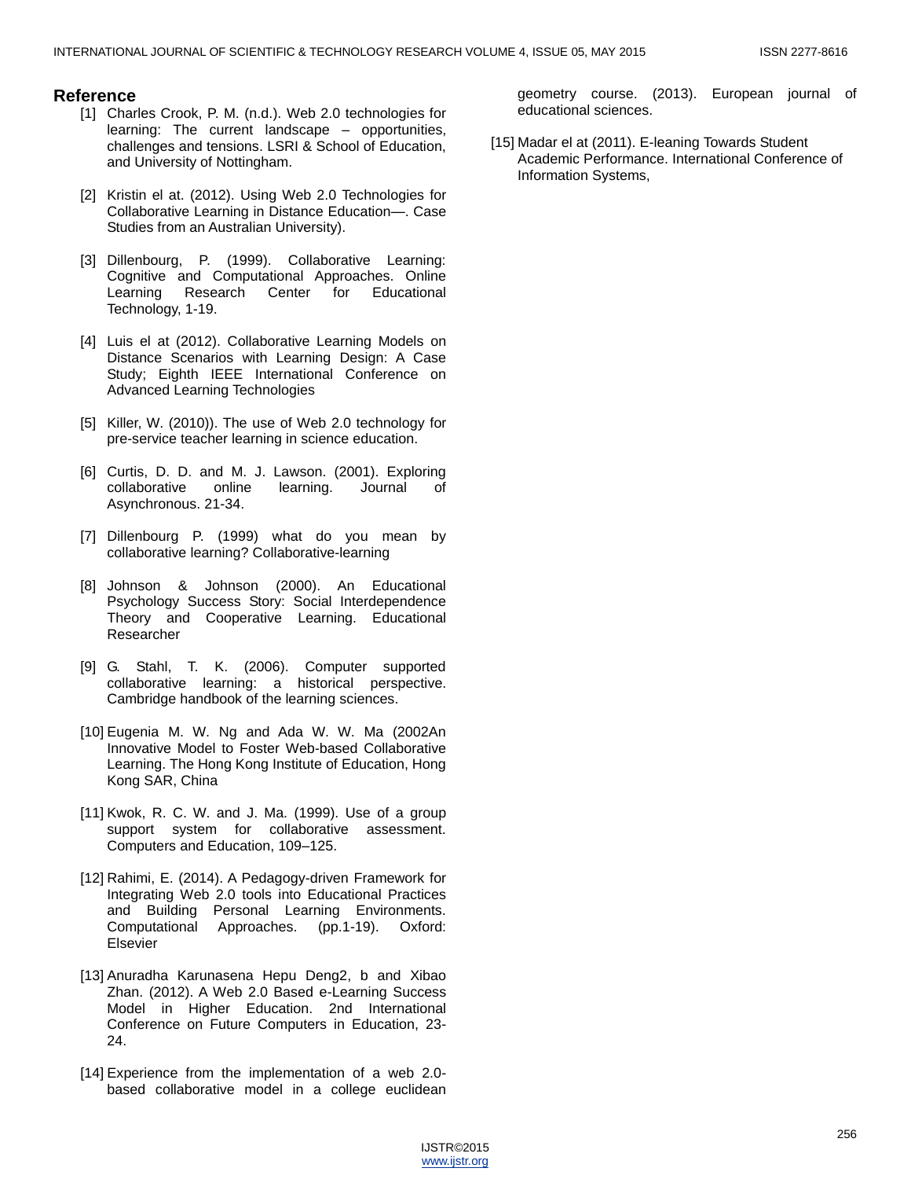## Reference

[1] Charles Crook, P. M. (n.d.). Web 2.0 technologies for learning: The current landscape – opportunities, challenges and tensions. LSRI & School of Education, and University of Nottingham.

[2] Kristin el at. (2012). Using Web 2.0 Technologies for Collaborative Learning in Distance Education—. Case Studies from an Australian University).

[3] Dillenbourg, P. (1999). Collaborative Learning: Cognitive and Computational Approaches. Online Learning Research Center for Educational Technology, 1-19.

[4] Luis el at (2012). Collaborative Learning Models on Distance Scenarios with Learning Design: A Case Study; Eighth IEEE International Conference on Advanced Learning Technologies

[5] Killer, W. (2010)). The use of Web 2.0 technology for pre-service teacher learning in science education.

[6] Curtis, D. D. and M. J. Lawson. (2001). Exploring collaborative online learning. Journal of Asynchronous. 21-34.

[7] Dillenbourg P. (1999) what do you mean by collaborative learning? Collaborative-learning

[8] Johnson & Johnson (2000). An Educational Psychology Success Story: Social Interdependence Theory and Cooperative Learning. Educational Researcher

[9] G. Stahl, T. K. (2006). Computer supported collaborative learning: a historical perspective. Cambridge handbook of the learning sciences.

[10] Eugenia M. W. Ng and Ada W. W. Ma (2002An Innovative Model to Foster Web-based Collaborative Learning. The Hong Kong Institute of Education, Hong Kong SAR, China

[11] Kwok, R. C. W. and J. Ma. (1999). Use of a group support system for collaborative assessment. Computers and Education, 109–125.

[12] Rahimi, E. (2014). A Pedagogy-driven Framework for Integrating Web 2.0 tools into Educational Practices and Building Personal Learning Environments. Computational Approaches. (pp.1-19). Oxford: Elsevier

[13] Anuradha Karunasena Hepu Deng2, b and Xibao Zhan. (2012). A Web 2.0 Based e-Learning Success Model in Higher Education. 2nd International Conference on Future Computers in Education, 23-24.

[14] Experience from the implementation of a web 2.0-based collaborative model in a college euclidean geometry course. (2013). European journal of educational sciences.

[15] Madar el at (2011). E-leaning Towards Student Academic Performance. International Conference of Information Systems,